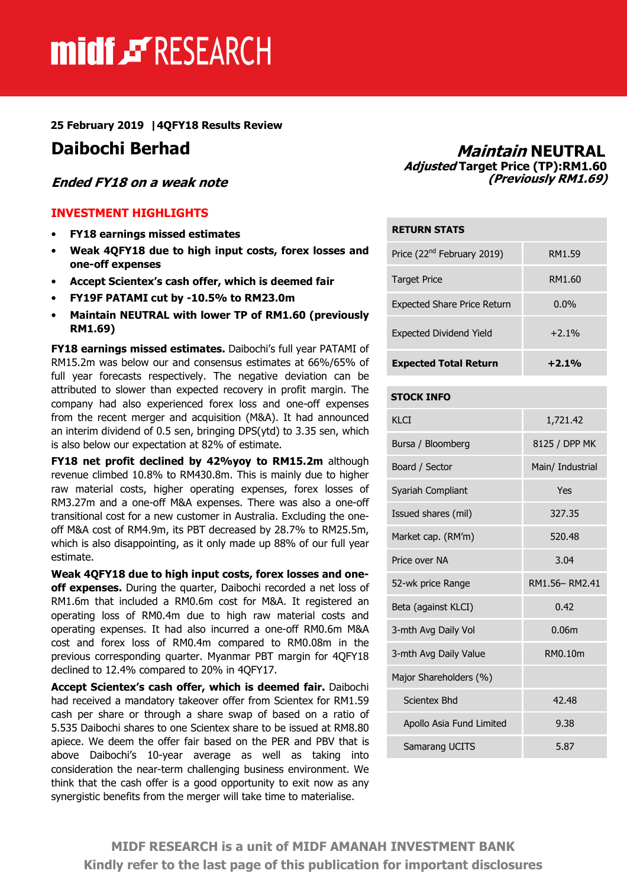**25 February 2019 | 4QFY18 Results Review**

# Daibochi Berhad

## *Ended FY18 on a weak note*

***Maintain* NEUTRAL**
***Adjusted* Target Price (TP):RM1.60**
***(Previously RM1.69)***

### INVESTMENT HIGHLIGHTS

- **FY18 earnings missed estimates**
- **Weak 4QFY18 due to high input costs, forex losses and one-off expenses**
- **Accept Scientex's cash offer, which is deemed fair**
- **FY19F PATAMI cut by -10.5% to RM23.0m**
- **Maintain NEUTRAL with lower TP of RM1.60 (previously RM1.69)**

**FY18 earnings missed estimates.** Daibochi's full year PATAMI of RM15.2m was below our and consensus estimates at 66%/65% of full year forecasts respectively. The negative deviation can be attributed to slower than expected recovery in profit margin. The company had also experienced forex loss and one-off expenses from the recent merger and acquisition (M&A). It had announced an interim dividend of 0.5 sen, bringing DPS(ytd) to 3.35 sen, which is also below our expectation at 82% of estimate.

**FY18 net profit declined by 42%yoy to RM15.2m** although revenue climbed 10.8% to RM430.8m. This is mainly due to higher raw material costs, higher operating expenses, forex losses of RM3.27m and a one-off M&A expenses. There was also a one-off transitional cost for a new customer in Australia. Excluding the one-off M&A cost of RM4.9m, its PBT decreased by 28.7% to RM25.5m, which is also disappointing, as it only made up 88% of our full year estimate.

**Weak 4QFY18 due to high input costs, forex losses and one-off expenses.** During the quarter, Daibochi recorded a net loss of RM1.6m that included a RM0.6m cost for M&A. It registered an operating loss of RM0.4m due to high raw material costs and operating expenses. It had also incurred a one-off RM0.6m M&A cost and forex loss of RM0.4m compared to RM0.08m in the previous corresponding quarter. Myanmar PBT margin for 4QFY18 declined to 12.4% compared to 20% in 4QFY17.

**Accept Scientex's cash offer, which is deemed fair.** Daibochi had received a mandatory takeover offer from Scientex for RM1.59 cash per share or through a share swap of based on a ratio of 5.535 Daibochi shares to one Scientex share to be issued at RM8.80 apiece. We deem the offer fair based on the PER and PBV that is above Daibochi's 10-year average as well as taking into consideration the near-term challenging business environment. We think that the cash offer is a good opportunity to exit now as any synergistic benefits from the merger will take time to materialise.

| RETURN STATS | |
|---|---|
| Price (22nd February 2019) | RM1.59 |
| Target Price | RM1.60 |
| Expected Share Price Return | 0.0% |
| Expected Dividend Yield | +2.1% |
| **Expected Total Return** | **+2.1%** |

| STOCK INFO | |
|---|---|
| KLCI | 1,721.42 |
| Bursa / Bloomberg | 8125 / DPP MK |
| Board / Sector | Main/ Industrial |
| Syariah Compliant | Yes |
| Issued shares (mil) | 327.35 |
| Market cap. (RM'm) | 520.48 |
| Price over NA | 3.04 |
| 52-wk price Range | RM1.56– RM2.41 |
| Beta (against KLCI) | 0.42 |
| 3-mth Avg Daily Vol | 0.06m |
| 3-mth Avg Daily Value | RM0.10m |
| Major Shareholders (%) | |
| Scientex Bhd | 42.48 |
| Apollo Asia Fund Limited | 9.38 |
| Samarang UCITS | 5.87 |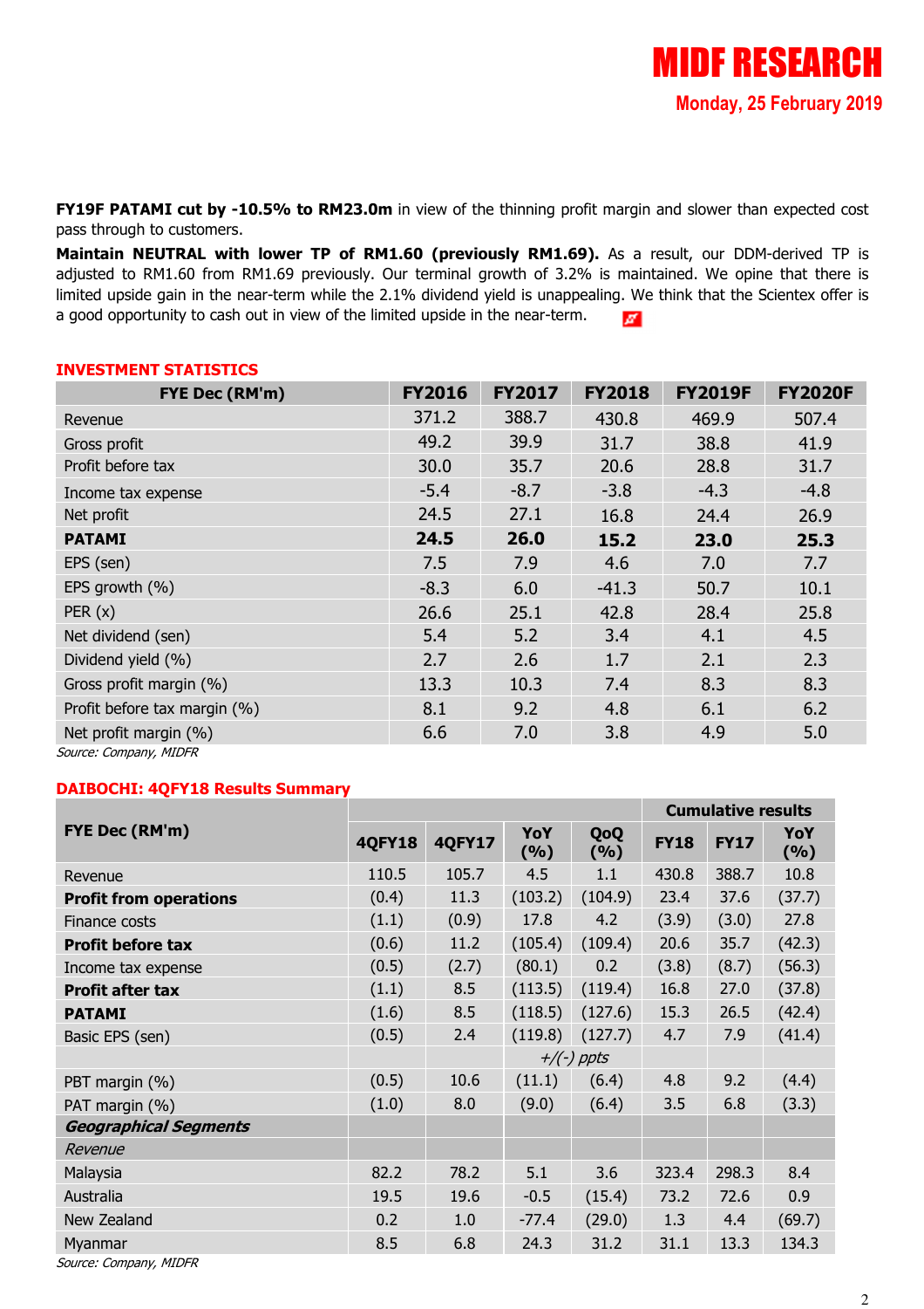**FY19F PATAMI cut by -10.5% to RM23.0m** in view of the thinning profit margin and slower than expected cost pass through to customers.

**Maintain NEUTRAL with lower TP of RM1.60 (previously RM1.69).** As a result, our DDM-derived TP is adjusted to RM1.60 from RM1.69 previously. Our terminal growth of 3.2% is maintained. We opine that there is limited upside gain in the near-term while the 2.1% dividend yield is unappealing. We think that the Scientex offer is a good opportunity to cash out in view of the limited upside in the near-term.

## INVESTMENT STATISTICS

| FYE Dec (RM'm) | FY2016 | FY2017 | FY2018 | FY2019F | FY2020F |
|---|---|---|---|---|---|
| Revenue | 371.2 | 388.7 | 430.8 | 469.9 | 507.4 |
| Gross profit | 49.2 | 39.9 | 31.7 | 38.8 | 41.9 |
| Profit before tax | 30.0 | 35.7 | 20.6 | 28.8 | 31.7 |
| Income tax expense | -5.4 | -8.7 | -3.8 | -4.3 | -4.8 |
| Net profit | 24.5 | 27.1 | 16.8 | 24.4 | 26.9 |
| **PATAMI** | **24.5** | **26.0** | **15.2** | **23.0** | **25.3** |
| EPS (sen) | 7.5 | 7.9 | 4.6 | 7.0 | 7.7 |
| EPS growth (%) | -8.3 | 6.0 | -41.3 | 50.7 | 10.1 |
| PER (x) | 26.6 | 25.1 | 42.8 | 28.4 | 25.8 |
| Net dividend (sen) | 5.4 | 5.2 | 3.4 | 4.1 | 4.5 |
| Dividend yield (%) | 2.7 | 2.6 | 1.7 | 2.1 | 2.3 |
| Gross profit margin (%) | 13.3 | 10.3 | 7.4 | 8.3 | 8.3 |
| Profit before tax margin (%) | 8.1 | 9.2 | 4.8 | 6.1 | 6.2 |
| Net profit margin (%) | 6.6 | 7.0 | 3.8 | 4.9 | 5.0 |

*Source: Company, MIDFR*

## DAIBOCHI: 4QFY18 Results Summary

| FYE Dec (RM'm) | | | | | Cumulative results | | |
|---|---|---|---|---|---|---|---|
| | 4QFY18 | 4QFY17 | YoY (%) | QoQ (%) | FY18 | FY17 | YoY (%) |
| Revenue | 110.5 | 105.7 | 4.5 | 1.1 | 430.8 | 388.7 | 10.8 |
| **Profit from operations** | (0.4) | 11.3 | (103.2) | (104.9) | 23.4 | 37.6 | (37.7) |
| Finance costs | (1.1) | (0.9) | 17.8 | 4.2 | (3.9) | (3.0) | 27.8 |
| **Profit before tax** | (0.6) | 11.2 | (105.4) | (109.4) | 20.6 | 35.7 | (42.3) |
| Income tax expense | (0.5) | (2.7) | (80.1) | 0.2 | (3.8) | (8.7) | (56.3) |
| **Profit after tax** | (1.1) | 8.5 | (113.5) | (119.4) | 16.8 | 27.0 | (37.8) |
| **PATAMI** | (1.6) | 8.5 | (118.5) | (127.6) | 15.3 | 26.5 | (42.4) |
| Basic EPS (sen) | (0.5) | 2.4 | (119.8) | (127.7) | 4.7 | 7.9 | (41.4) |
| | | | *+/(-) ppts* | | | | |
| PBT margin (%) | (0.5) | 10.6 | (11.1) | (6.4) | 4.8 | 9.2 | (4.4) |
| PAT margin (%) | (1.0) | 8.0 | (9.0) | (6.4) | 3.5 | 6.8 | (3.3) |
| ***Geographical Segments*** | | | | | | | |
| *Revenue* | | | | | | | |
| Malaysia | 82.2 | 78.2 | 5.1 | 3.6 | 323.4 | 298.3 | 8.4 |
| Australia | 19.5 | 19.6 | -0.5 | (15.4) | 73.2 | 72.6 | 0.9 |
| New Zealand | 0.2 | 1.0 | -77.4 | (29.0) | 1.3 | 4.4 | (69.7) |
| Myanmar | 8.5 | 6.8 | 24.3 | 31.2 | 31.1 | 13.3 | 134.3 |

*Source: Company, MIDFR*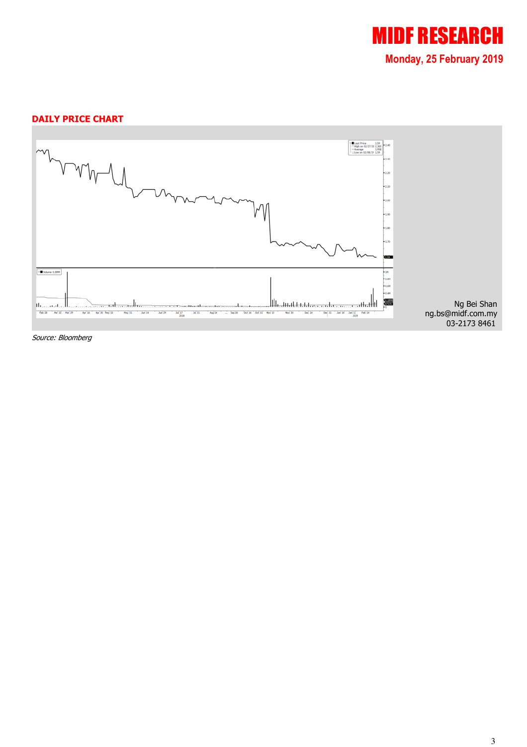## DAILY PRICE CHART

Ng Bei Shan
ng.bs@midf.com.my
03-2173 8461

*Source: Bloomberg*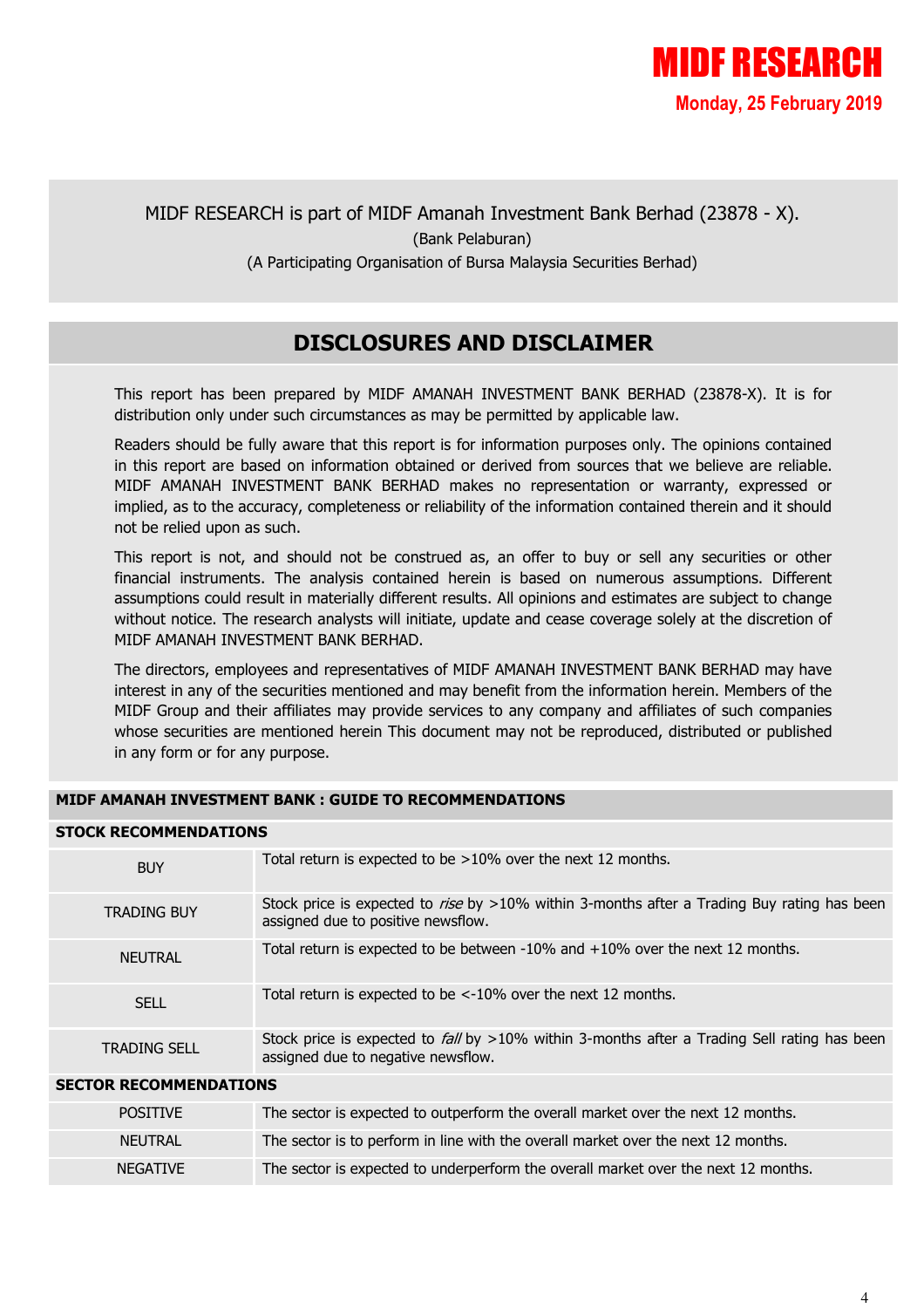# MIDF RESEARCH

**Monday, 25 February 2019**

MIDF RESEARCH is part of MIDF Amanah Investment Bank Berhad (23878 - X).
(Bank Pelaburan)
(A Participating Organisation of Bursa Malaysia Securities Berhad)

## DISCLOSURES AND DISCLAIMER

This report has been prepared by MIDF AMANAH INVESTMENT BANK BERHAD (23878-X). It is for distribution only under such circumstances as may be permitted by applicable law.

Readers should be fully aware that this report is for information purposes only. The opinions contained in this report are based on information obtained or derived from sources that we believe are reliable. MIDF AMANAH INVESTMENT BANK BERHAD makes no representation or warranty, expressed or implied, as to the accuracy, completeness or reliability of the information contained therein and it should not be relied upon as such.

This report is not, and should not be construed as, an offer to buy or sell any securities or other financial instruments. The analysis contained herein is based on numerous assumptions. Different assumptions could result in materially different results. All opinions and estimates are subject to change without notice. The research analysts will initiate, update and cease coverage solely at the discretion of MIDF AMANAH INVESTMENT BANK BERHAD.

The directors, employees and representatives of MIDF AMANAH INVESTMENT BANK BERHAD may have interest in any of the securities mentioned and may benefit from the information herein. Members of the MIDF Group and their affiliates may provide services to any company and affiliates of such companies whose securities are mentioned herein This document may not be reproduced, distributed or published in any form or for any purpose.

**MIDF AMANAH INVESTMENT BANK : GUIDE TO RECOMMENDATIONS**

| | |
|---|---|
| **STOCK RECOMMENDATIONS** | |
| BUY | Total return is expected to be >10% over the next 12 months. |
| TRADING BUY | Stock price is expected to *rise* by >10% within 3-months after a Trading Buy rating has been assigned due to positive newsflow. |
| NEUTRAL | Total return is expected to be between -10% and +10% over the next 12 months. |
| SELL | Total return is expected to be <-10% over the next 12 months. |
| TRADING SELL | Stock price is expected to *fall* by >10% within 3-months after a Trading Sell rating has been assigned due to negative newsflow. |
| **SECTOR RECOMMENDATIONS** | |
| POSITIVE | The sector is expected to outperform the overall market over the next 12 months. |
| NEUTRAL | The sector is to perform in line with the overall market over the next 12 months. |
| NEGATIVE | The sector is expected to underperform the overall market over the next 12 months. |